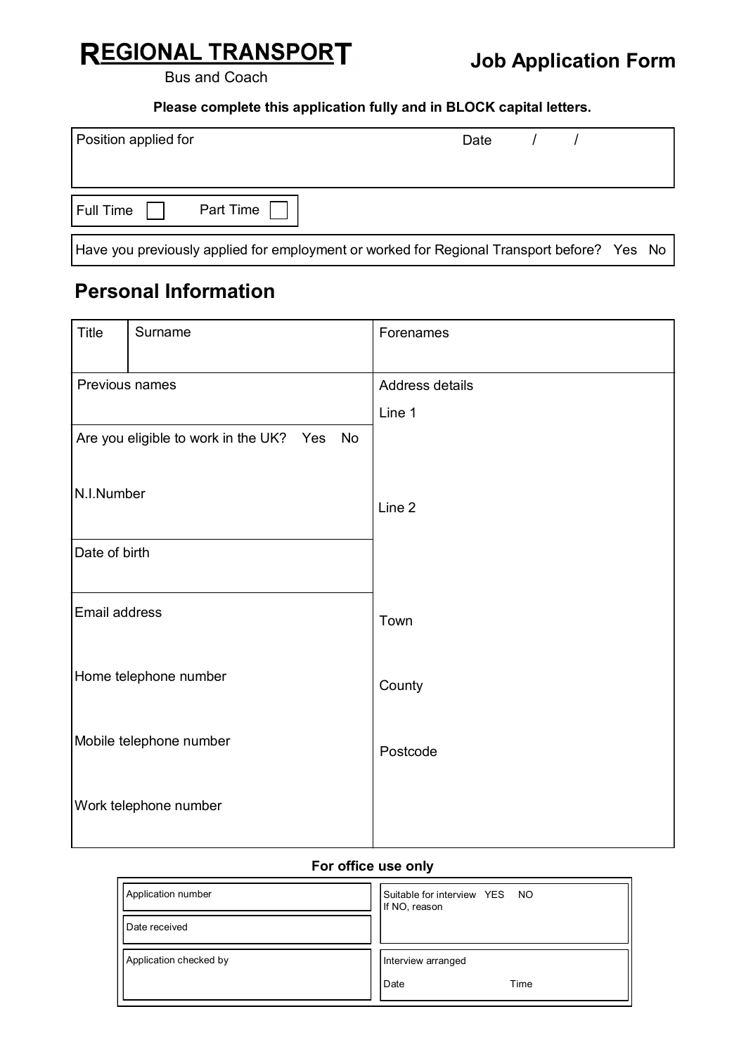# REGIONAL TRANSPORT

Bus and Coach

## Job Application Form

**Please complete this application fully and in BLOCK capital letters.**

| Position applied for | Date / / |
|---|---|

| Full Time ☐ | Part Time ☐ |
|---|---|

| Have you previously applied for employment or worked for Regional Transport before? Yes No |
|---|

## Personal Information

| Title | Surname | Forenames |
|---|---|---|
| Previous names | | Address details<br>Line 1 |
| Are you eligible to work in the UK? Yes No<br><br>N.I.Number | | Line 2 |
| Date of birth | | |
| Email address | | Town |
| Home telephone number | | County |
| Mobile telephone number | | Postcode |
| Work telephone number | | |

**For office use only**

| Application number | Suitable for interview YES NO<br>If NO, reason |
|---|---|
| Date received | |
| Application checked by | Interview arranged<br>Date Time |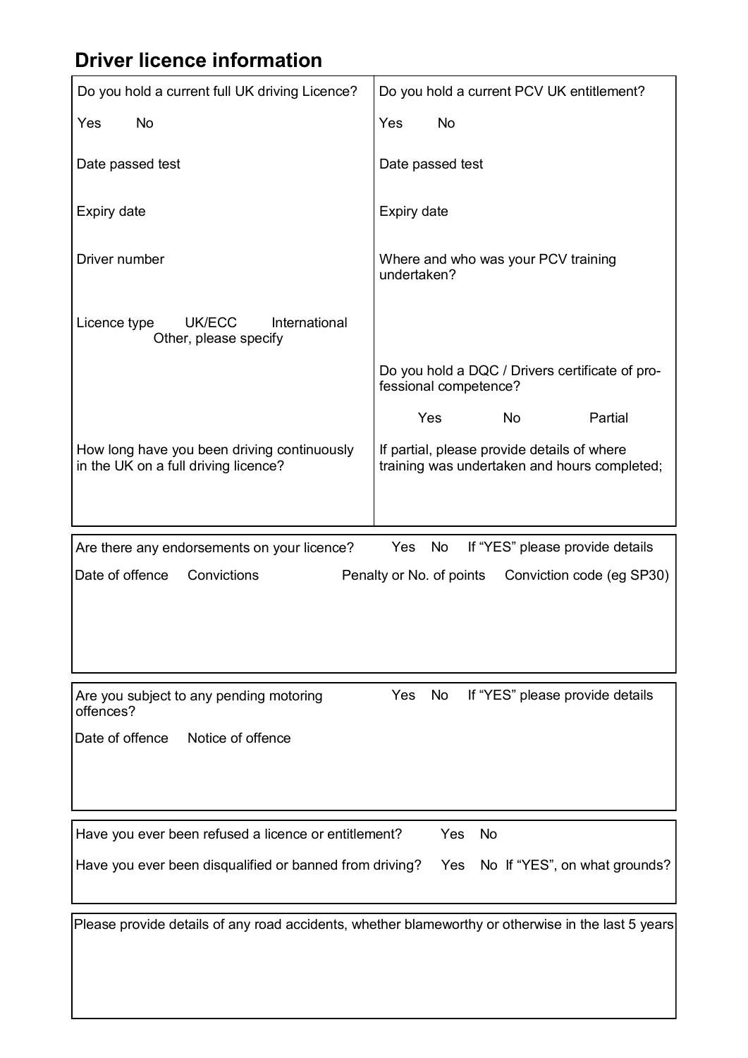## Driver licence information

| Do you hold a current full UK driving Licence? | Do you hold a current PCV UK entitlement? |
|---|---|
| Yes No | Yes No |
| Date passed test | Date passed test |
| Expiry date | Expiry date |
| Driver number | Where and who was your PCV training undertaken? |
| Licence type UK/ECC International Other, please specify | |
| | Do you hold a DQC / Drivers certificate of professional competence? |
| | Yes No Partial |
| How long have you been driving continuously in the UK on a full driving licence? | If partial, please provide details of where training was undertaken and hours completed; |

Are there any endorsements on your licence? Yes No If "YES" please provide details

| Date of offence | Convictions | Penalty or No. of points | Conviction code (eg SP30) |
|---|---|---|---|
| | | | |

Are you subject to any pending motoring offences? Yes No If "YES" please provide details

| Date of offence | Notice of offence |
|---|---|
| | |

Have you ever been refused a licence or entitlement? Yes No

Have you ever been disqualified or banned from driving? Yes No If "YES", on what grounds?

Please provide details of any road accidents, whether blameworthy or otherwise in the last 5 years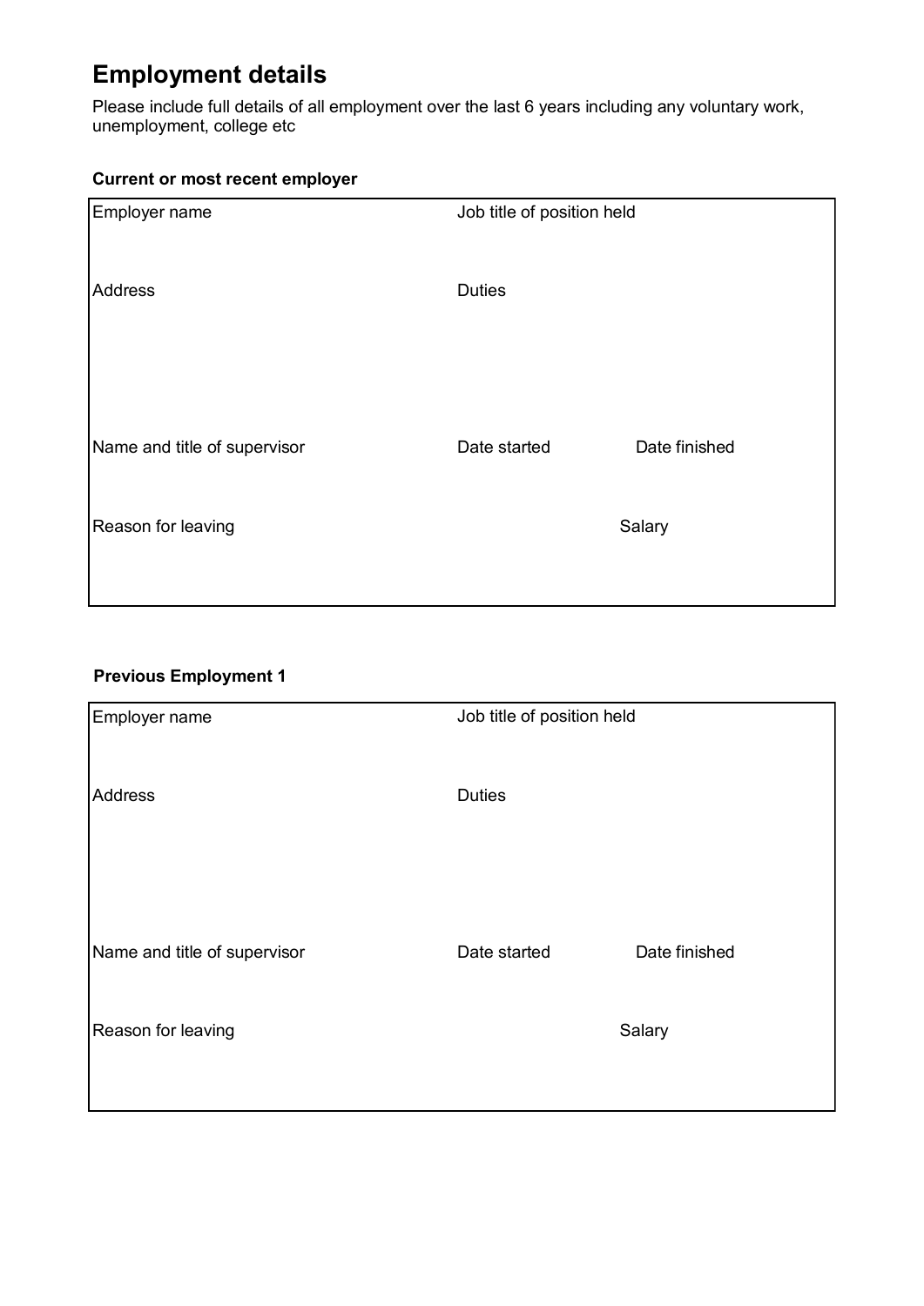# Employment details

Please include full details of all employment over the last 6 years including any voluntary work, unemployment, college etc

### Current or most recent employer

| Employer name | Job title of position held | |
|---|---|---|
| Address | Duties | |
| Name and title of supervisor | Date started | Date finished |
| Reason for leaving | | Salary |

### Previous Employment 1

| Employer name | Job title of position held | |
|---|---|---|
| Address | Duties | |
| Name and title of supervisor | Date started | Date finished |
| Reason for leaving | | Salary |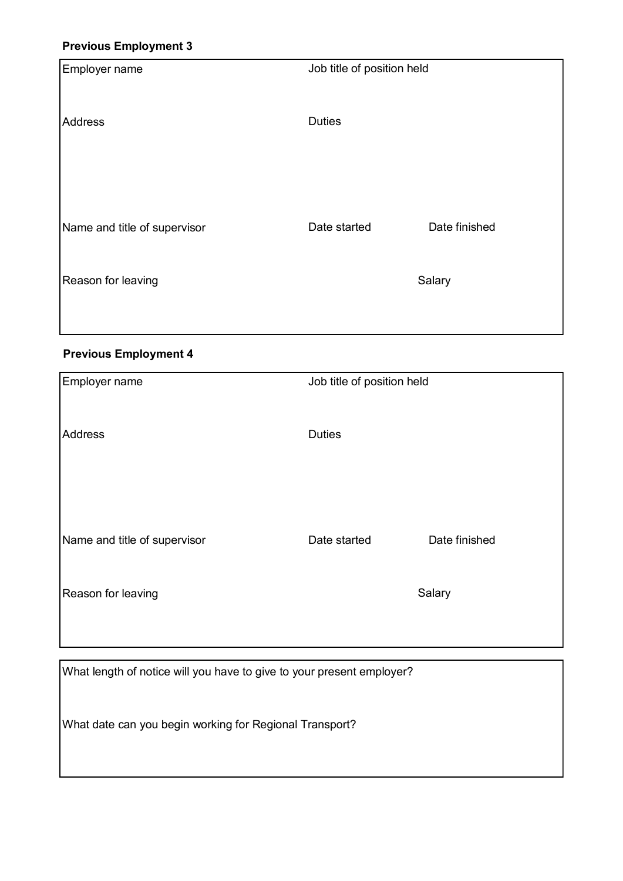**Previous Employment 3**

| Employer name | Job title of position held | |
|---|---|---|
| Address | Duties | |
| Name and title of supervisor | Date started | Date finished |
| Reason for leaving | | Salary |

**Previous Employment 4**

| Employer name | Job title of position held | |
|---|---|---|
| Address | Duties | |
| Name and title of supervisor | Date started | Date finished |
| Reason for leaving | | Salary |

What length of notice will you have to give to your present employer?

What date can you begin working for Regional Transport?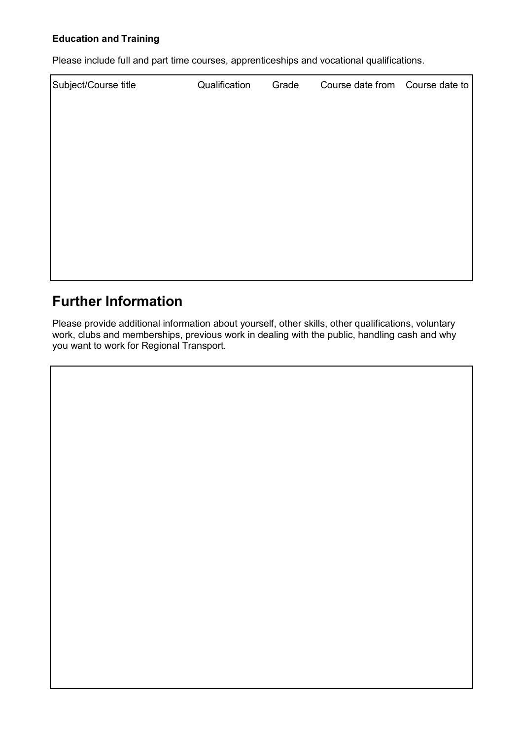**Education and Training**

Please include full and part time courses, apprenticeships and vocational qualifications.

| Subject/Course title | Qualification | Grade | Course date from | Course date to |
|---|---|---|---|---|
| | | | | |

## Further Information

Please provide additional information about yourself, other skills, other qualifications, voluntary work, clubs and memberships, previous work in dealing with the public, handling cash and why you want to work for Regional Transport.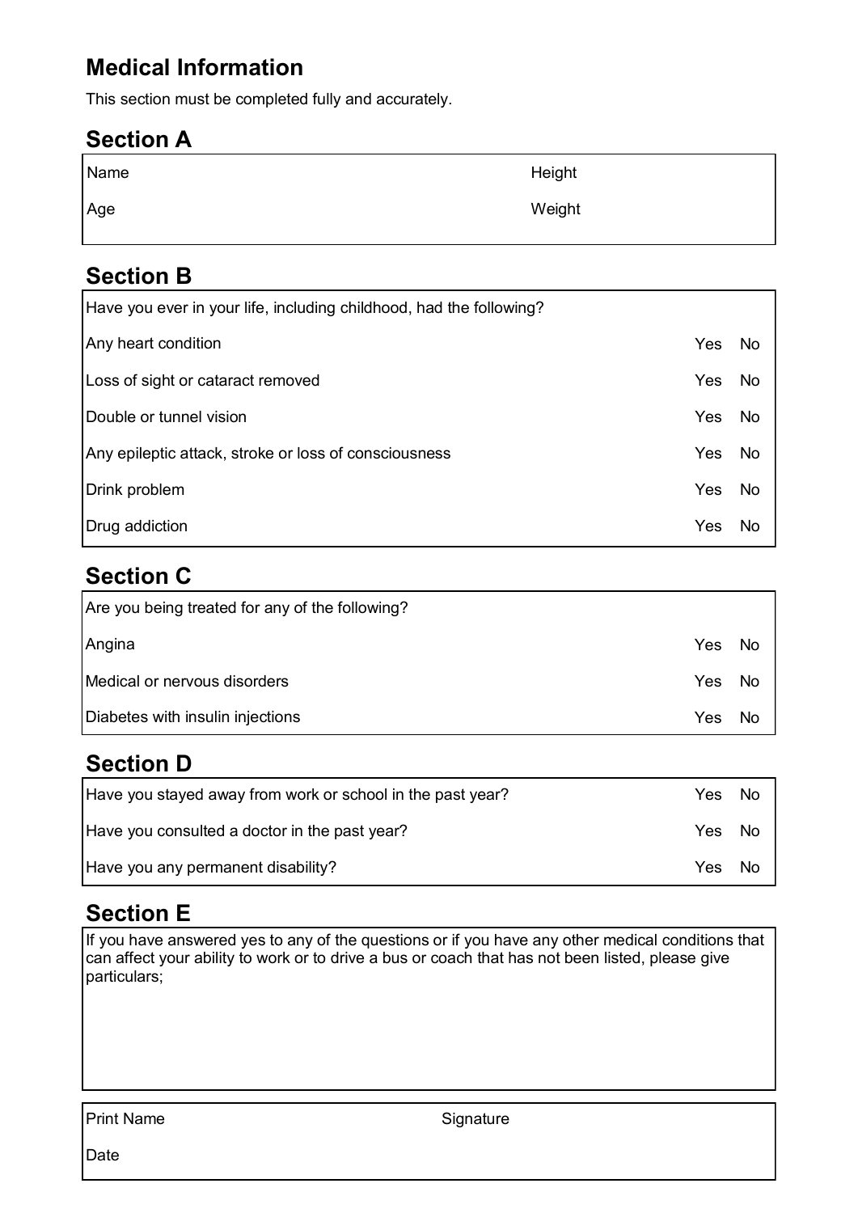## Medical Information

This section must be completed fully and accurately.

### Section A

| | |
|---|---|
| Name | Height |
| Age | Weight |

### Section B

| Have you ever in your life, including childhood, had the following? | | |
|---|---|---|
| Any heart condition | Yes | No |
| Loss of sight or cataract removed | Yes | No |
| Double or tunnel vision | Yes | No |
| Any epileptic attack, stroke or loss of consciousness | Yes | No |
| Drink problem | Yes | No |
| Drug addiction | Yes | No |

### Section C

| Are you being treated for any of the following? | | |
|---|---|---|
| Angina | Yes | No |
| Medical or nervous disorders | Yes | No |
| Diabetes with insulin injections | Yes | No |

### Section D

| | | |
|---|---|---|
| Have you stayed away from work or school in the past year? | Yes | No |
| Have you consulted a doctor in the past year? | Yes | No |
| Have you any permanent disability? | Yes | No |

### Section E

If you have answered yes to any of the questions or if you have any other medical conditions that can affect your ability to work or to drive a bus or coach that has not been listed, please give particulars;

| | |
|---|---|
| Print Name | Signature |
| Date | |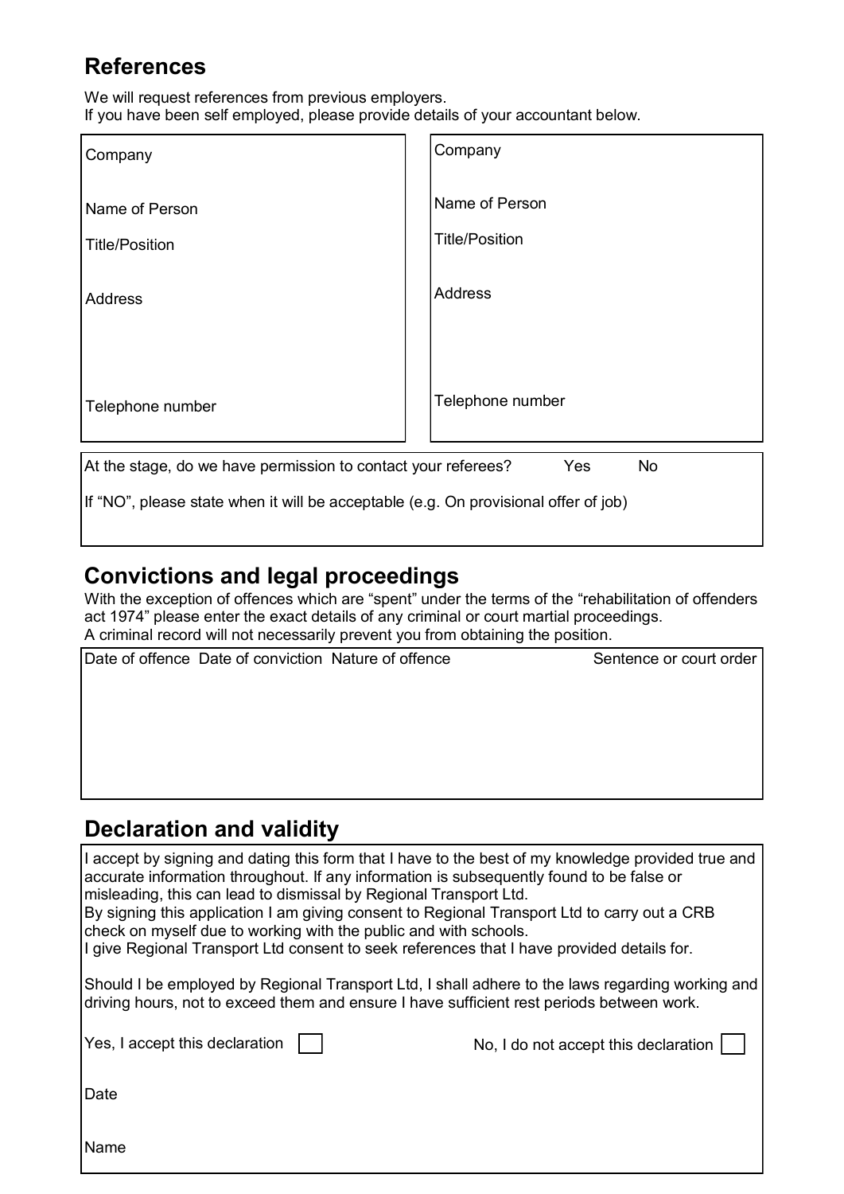## References

We will request references from previous employers.
If you have been self employed, please provide details of your accountant below.

| | |
|---|---|
| Company | Company |
| Name of Person | Name of Person |
| Title/Position | Title/Position |
| Address | Address |
| Telephone number | Telephone number |

At the stage, do we have permission to contact your referees? Yes No

If "NO", please state when it will be acceptable (e.g. On provisional offer of job)

## Convictions and legal proceedings

With the exception of offences which are "spent" under the terms of the "rehabilitation of offenders act 1974" please enter the exact details of any criminal or court martial proceedings.
A criminal record will not necessarily prevent you from obtaining the position.

| Date of offence | Date of conviction | Nature of offence | Sentence or court order |
|---|---|---|---|
| | | | |

## Declaration and validity

I accept by signing and dating this form that I have to the best of my knowledge provided true and accurate information throughout. If any information is subsequently found to be false or misleading, this can lead to dismissal by Regional Transport Ltd.
By signing this application I am giving consent to Regional Transport Ltd to carry out a CRB check on myself due to working with the public and with schools.
I give Regional Transport Ltd consent to seek references that I have provided details for.

Should I be employed by Regional Transport Ltd, I shall adhere to the laws regarding working and driving hours, not to exceed them and ensure I have sufficient rest periods between work.

Yes, I accept this declaration ☐ No, I do not accept this declaration ☐

Date

Name